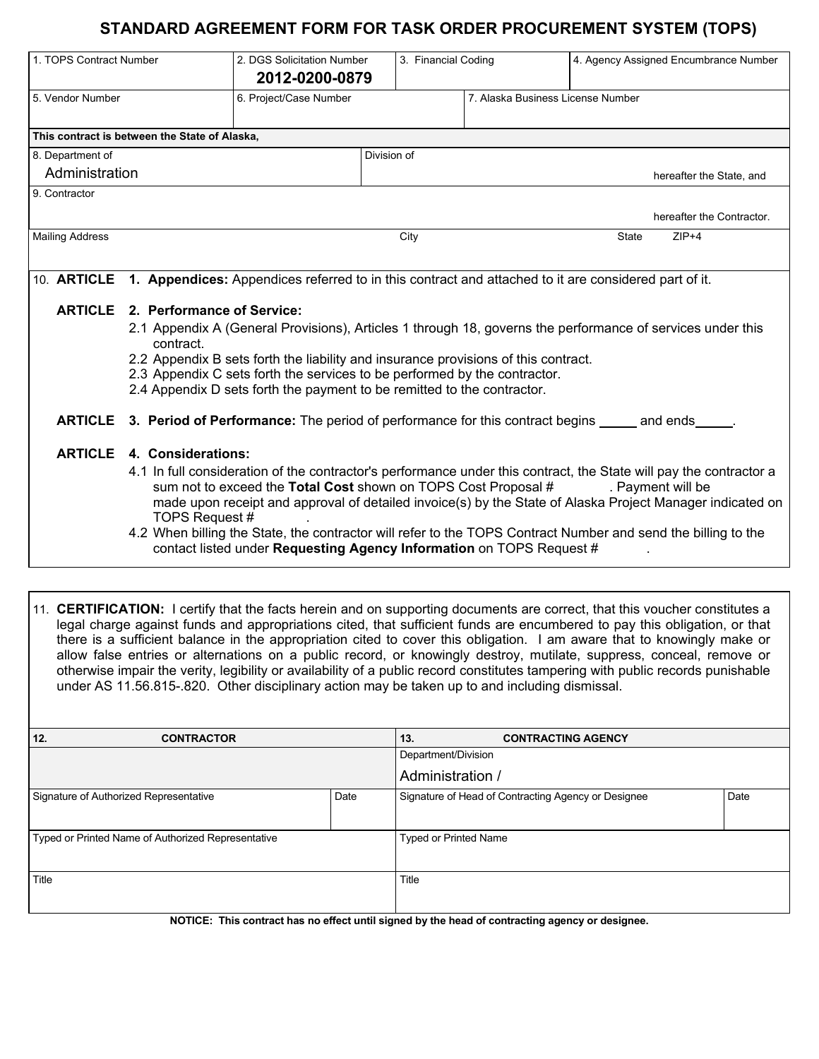# STANDARD AGREEMENT FORM FOR TASK ORDER PROCUREMENT SYSTEM (TOPS)

| 1. TOPS Contract Number | 2. DGS Solicitation Number | 3. Financial Coding | 4. Agency Assigned Encumbrance Number |
|---|---|---|---|
| | 2012-0200-0879 | | |

| 5. Vendor Number | 6. Project/Case Number | 7. Alaska Business License Number |
|---|---|---|
| | | |

**This contract is between the State of Alaska,**

| 8. Department of | Division of |
|---|---|
| Administration | hereafter the State, and |

9. Contractor

hereafter the Contractor.

| Mailing Address | City | State | ZIP+4 |
|---|---|---|---|
| | | | |

10. **ARTICLE 1. Appendices:** Appendices referred to in this contract and attached to it are considered part of it.

**ARTICLE 2. Performance of Service:**

2.1 Appendix A (General Provisions), Articles 1 through 18, governs the performance of services under this contract.
2.2 Appendix B sets forth the liability and insurance provisions of this contract.
2.3 Appendix C sets forth the services to be performed by the contractor.
2.4 Appendix D sets forth the payment to be remitted to the contractor.

**ARTICLE 3. Period of Performance:** The period of performance for this contract begins _____ and ends_____.

**ARTICLE 4. Considerations:**

4.1 In full consideration of the contractor's performance under this contract, the State will pay the contractor a sum not to exceed the **Total Cost** shown on TOPS Cost Proposal # . Payment will be made upon receipt and approval of detailed invoice(s) by the State of Alaska Project Manager indicated on TOPS Request # .
4.2 When billing the State, the contractor will refer to the TOPS Contract Number and send the billing to the contact listed under **Requesting Agency Information** on TOPS Request # .

11. **CERTIFICATION:** I certify that the facts herein and on supporting documents are correct, that this voucher constitutes a legal charge against funds and appropriations cited, that sufficient funds are encumbered to pay this obligation, or that there is a sufficient balance in the appropriation cited to cover this obligation. I am aware that to knowingly make or allow false entries or alternations on a public record, or knowingly destroy, mutilate, suppress, conceal, remove or otherwise impair the verity, legibility or availability of a public record constitutes tampering with public records punishable under AS 11.56.815-.820. Other disciplinary action may be taken up to and including dismissal.

| 12. CONTRACTOR | | 13. CONTRACTING AGENCY | |
|---|---|---|---|
| | | Department/Division<br>Administration / | |
| Signature of Authorized Representative | Date | Signature of Head of Contracting Agency or Designee | Date |
| Typed or Printed Name of Authorized Representative | | Typed or Printed Name | |
| Title | | Title | |

**NOTICE: This contract has no effect until signed by the head of contracting agency or designee.**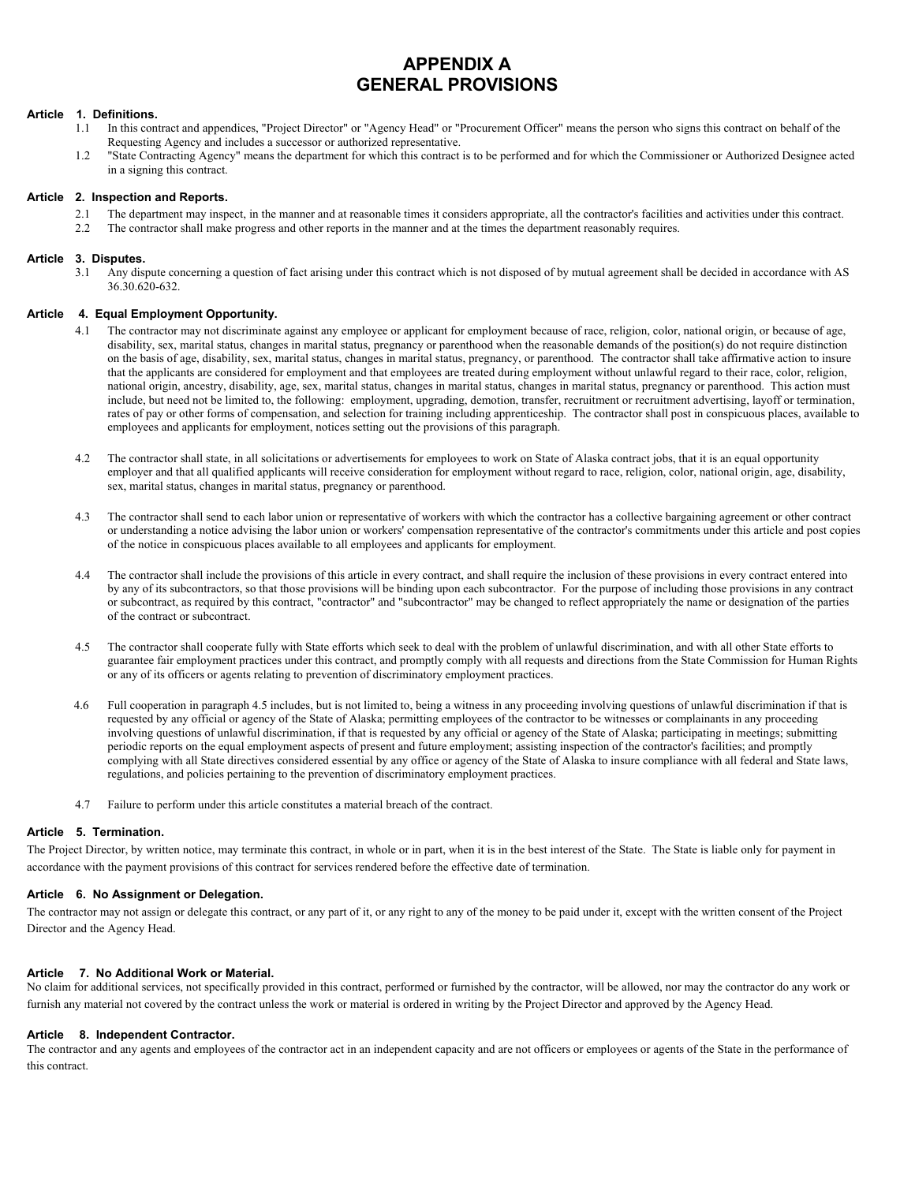# APPENDIX A
# GENERAL PROVISIONS

**Article 1. Definitions.**

1.1 In this contract and appendices, "Project Director" or "Agency Head" or "Procurement Officer" means the person who signs this contract on behalf of the Requesting Agency and includes a successor or authorized representative.

1.2 "State Contracting Agency" means the department for which this contract is to be performed and for which the Commissioner or Authorized Designee acted in a signing this contract.

**Article 2. Inspection and Reports.**

2.1 The department may inspect, in the manner and at reasonable times it considers appropriate, all the contractor's facilities and activities under this contract.

2.2 The contractor shall make progress and other reports in the manner and at the times the department reasonably requires.

**Article 3. Disputes.**

3.1 Any dispute concerning a question of fact arising under this contract which is not disposed of by mutual agreement shall be decided in accordance with AS 36.30.620-632.

**Article 4. Equal Employment Opportunity.**

4.1 The contractor may not discriminate against any employee or applicant for employment because of race, religion, color, national origin, or because of age, disability, sex, marital status, changes in marital status, pregnancy or parenthood when the reasonable demands of the position(s) do not require distinction on the basis of age, disability, sex, marital status, changes in marital status, pregnancy, or parenthood. The contractor shall take affirmative action to insure that the applicants are considered for employment and that employees are treated during employment without unlawful regard to their race, color, religion, national origin, ancestry, disability, age, sex, marital status, changes in marital status, changes in marital status, pregnancy or parenthood. This action must include, but need not be limited to, the following: employment, upgrading, demotion, transfer, recruitment or recruitment advertising, layoff or termination, rates of pay or other forms of compensation, and selection for training including apprenticeship. The contractor shall post in conspicuous places, available to employees and applicants for employment, notices setting out the provisions of this paragraph.

4.2 The contractor shall state, in all solicitations or advertisements for employees to work on State of Alaska contract jobs, that it is an equal opportunity employer and that all qualified applicants will receive consideration for employment without regard to race, religion, color, national origin, age, disability, sex, marital status, changes in marital status, pregnancy or parenthood.

4.3 The contractor shall send to each labor union or representative of workers with which the contractor has a collective bargaining agreement or other contract or understanding a notice advising the labor union or workers' compensation representative of the contractor's commitments under this article and post copies of the notice in conspicuous places available to all employees and applicants for employment.

4.4 The contractor shall include the provisions of this article in every contract, and shall require the inclusion of these provisions in every contract entered into by any of its subcontractors, so that those provisions will be binding upon each subcontractor. For the purpose of including those provisions in any contract or subcontract, as required by this contract, "contractor" and "subcontractor" may be changed to reflect appropriately the name or designation of the parties of the contract or subcontract.

4.5 The contractor shall cooperate fully with State efforts which seek to deal with the problem of unlawful discrimination, and with all other State efforts to guarantee fair employment practices under this contract, and promptly comply with all requests and directions from the State Commission for Human Rights or any of its officers or agents relating to prevention of discriminatory employment practices.

4.6 Full cooperation in paragraph 4.5 includes, but is not limited to, being a witness in any proceeding involving questions of unlawful discrimination if that is requested by any official or agency of the State of Alaska; permitting employees of the contractor to be witnesses or complainants in any proceeding involving questions of unlawful discrimination, if that is requested by any official or agency of the State of Alaska; participating in meetings; submitting periodic reports on the equal employment aspects of present and future employment; assisting inspection of the contractor's facilities; and promptly complying with all State directives considered essential by any office or agency of the State of Alaska to insure compliance with all federal and State laws, regulations, and policies pertaining to the prevention of discriminatory employment practices.

4.7 Failure to perform under this article constitutes a material breach of the contract.

**Article 5. Termination.**

The Project Director, by written notice, may terminate this contract, in whole or in part, when it is in the best interest of the State. The State is liable only for payment in accordance with the payment provisions of this contract for services rendered before the effective date of termination.

**Article 6. No Assignment or Delegation.**

The contractor may not assign or delegate this contract, or any part of it, or any right to any of the money to be paid under it, except with the written consent of the Project Director and the Agency Head.

**Article 7. No Additional Work or Material.**

No claim for additional services, not specifically provided in this contract, performed or furnished by the contractor, will be allowed, nor may the contractor do any work or furnish any material not covered by the contract unless the work or material is ordered in writing by the Project Director and approved by the Agency Head.

**Article 8. Independent Contractor.**

The contractor and any agents and employees of the contractor act in an independent capacity and are not officers or employees or agents of the State in the performance of this contract.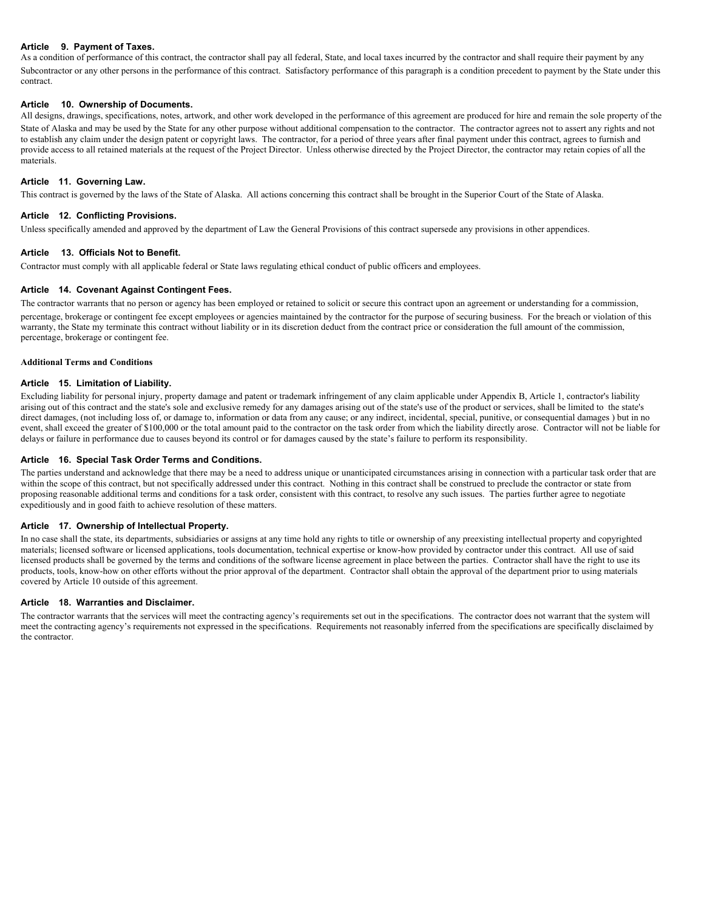### Article 9. Payment of Taxes.

As a condition of performance of this contract, the contractor shall pay all federal, State, and local taxes incurred by the contractor and shall require their payment by any Subcontractor or any other persons in the performance of this contract. Satisfactory performance of this paragraph is a condition precedent to payment by the State under this contract.

### Article 10. Ownership of Documents.

All designs, drawings, specifications, notes, artwork, and other work developed in the performance of this agreement are produced for hire and remain the sole property of the State of Alaska and may be used by the State for any other purpose without additional compensation to the contractor. The contractor agrees not to assert any rights and not to establish any claim under the design patent or copyright laws. The contractor, for a period of three years after final payment under this contract, agrees to furnish and provide access to all retained materials at the request of the Project Director. Unless otherwise directed by the Project Director, the contractor may retain copies of all the materials.

### Article 11. Governing Law.

This contract is governed by the laws of the State of Alaska. All actions concerning this contract shall be brought in the Superior Court of the State of Alaska.

### Article 12. Conflicting Provisions.

Unless specifically amended and approved by the department of Law the General Provisions of this contract supersede any provisions in other appendices.

### Article 13. Officials Not to Benefit.

Contractor must comply with all applicable federal or State laws regulating ethical conduct of public officers and employees.

### Article 14. Covenant Against Contingent Fees.

The contractor warrants that no person or agency has been employed or retained to solicit or secure this contract upon an agreement or understanding for a commission, percentage, brokerage or contingent fee except employees or agencies maintained by the contractor for the purpose of securing business. For the breach or violation of this warranty, the State my terminate this contract without liability or in its discretion deduct from the contract price or consideration the full amount of the commission, percentage, brokerage or contingent fee.

**Additional Terms and Conditions**

### Article 15. Limitation of Liability.

Excluding liability for personal injury, property damage and patent or trademark infringement of any claim applicable under Appendix B, Article 1, contractor's liability arising out of this contract and the state's sole and exclusive remedy for any damages arising out of the state's use of the product or services, shall be limited to the state's direct damages, (not including loss of, or damage to, information or data from any cause; or any indirect, incidental, special, punitive, or consequential damages ) but in no event, shall exceed the greater of $100,000 or the total amount paid to the contractor on the task order from which the liability directly arose. Contractor will not be liable for delays or failure in performance due to causes beyond its control or for damages caused by the state's failure to perform its responsibility.

### Article 16. Special Task Order Terms and Conditions.

The parties understand and acknowledge that there may be a need to address unique or unanticipated circumstances arising in connection with a particular task order that are within the scope of this contract, but not specifically addressed under this contract. Nothing in this contract shall be construed to preclude the contractor or state from proposing reasonable additional terms and conditions for a task order, consistent with this contract, to resolve any such issues. The parties further agree to negotiate expeditiously and in good faith to achieve resolution of these matters.

### Article 17. Ownership of Intellectual Property.

In no case shall the state, its departments, subsidiaries or assigns at any time hold any rights to title or ownership of any preexisting intellectual property and copyrighted materials; licensed software or licensed applications, tools documentation, technical expertise or know-how provided by contractor under this contract. All use of said licensed products shall be governed by the terms and conditions of the software license agreement in place between the parties. Contractor shall have the right to use its products, tools, know-how on other efforts without the prior approval of the department. Contractor shall obtain the approval of the department prior to using materials covered by Article 10 outside of this agreement.

### Article 18. Warranties and Disclaimer.

The contractor warrants that the services will meet the contracting agency's requirements set out in the specifications. The contractor does not warrant that the system will meet the contracting agency's requirements not expressed in the specifications. Requirements not reasonably inferred from the specifications are specifically disclaimed by the contractor.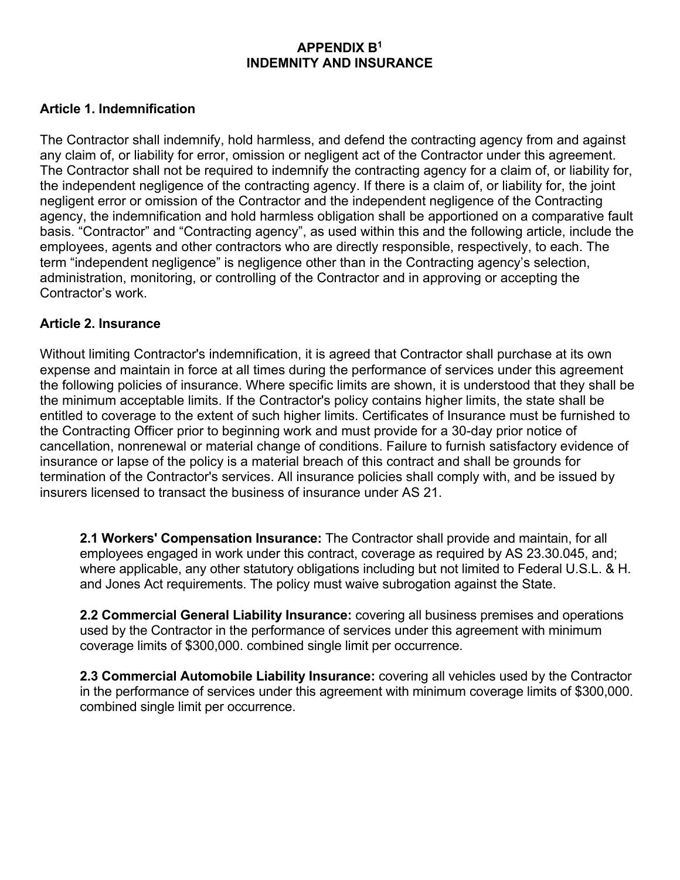# APPENDIX B[1]
# INDEMNITY AND INSURANCE

## Article 1. Indemnification

The Contractor shall indemnify, hold harmless, and defend the contracting agency from and against any claim of, or liability for error, omission or negligent act of the Contractor under this agreement. The Contractor shall not be required to indemnify the contracting agency for a claim of, or liability for, the independent negligence of the contracting agency. If there is a claim of, or liability for, the joint negligent error or omission of the Contractor and the independent negligence of the Contracting agency, the indemnification and hold harmless obligation shall be apportioned on a comparative fault basis. "Contractor" and "Contracting agency", as used within this and the following article, include the employees, agents and other contractors who are directly responsible, respectively, to each. The term "independent negligence" is negligence other than in the Contracting agency's selection, administration, monitoring, or controlling of the Contractor and in approving or accepting the Contractor's work.

## Article 2. Insurance

Without limiting Contractor's indemnification, it is agreed that Contractor shall purchase at its own expense and maintain in force at all times during the performance of services under this agreement the following policies of insurance. Where specific limits are shown, it is understood that they shall be the minimum acceptable limits. If the Contractor's policy contains higher limits, the state shall be entitled to coverage to the extent of such higher limits. Certificates of Insurance must be furnished to the Contracting Officer prior to beginning work and must provide for a 30-day prior notice of cancellation, nonrenewal or material change of conditions. Failure to furnish satisfactory evidence of insurance or lapse of the policy is a material breach of this contract and shall be grounds for termination of the Contractor's services. All insurance policies shall comply with, and be issued by insurers licensed to transact the business of insurance under AS 21.

**2.1 Workers' Compensation Insurance:** The Contractor shall provide and maintain, for all employees engaged in work under this contract, coverage as required by AS 23.30.045, and; where applicable, any other statutory obligations including but not limited to Federal U.S.L. & H. and Jones Act requirements. The policy must waive subrogation against the State.

**2.2 Commercial General Liability Insurance:** covering all business premises and operations used by the Contractor in the performance of services under this agreement with minimum coverage limits of $300,000. combined single limit per occurrence.

**2.3 Commercial Automobile Liability Insurance:** covering all vehicles used by the Contractor in the performance of services under this agreement with minimum coverage limits of $300,000. combined single limit per occurrence.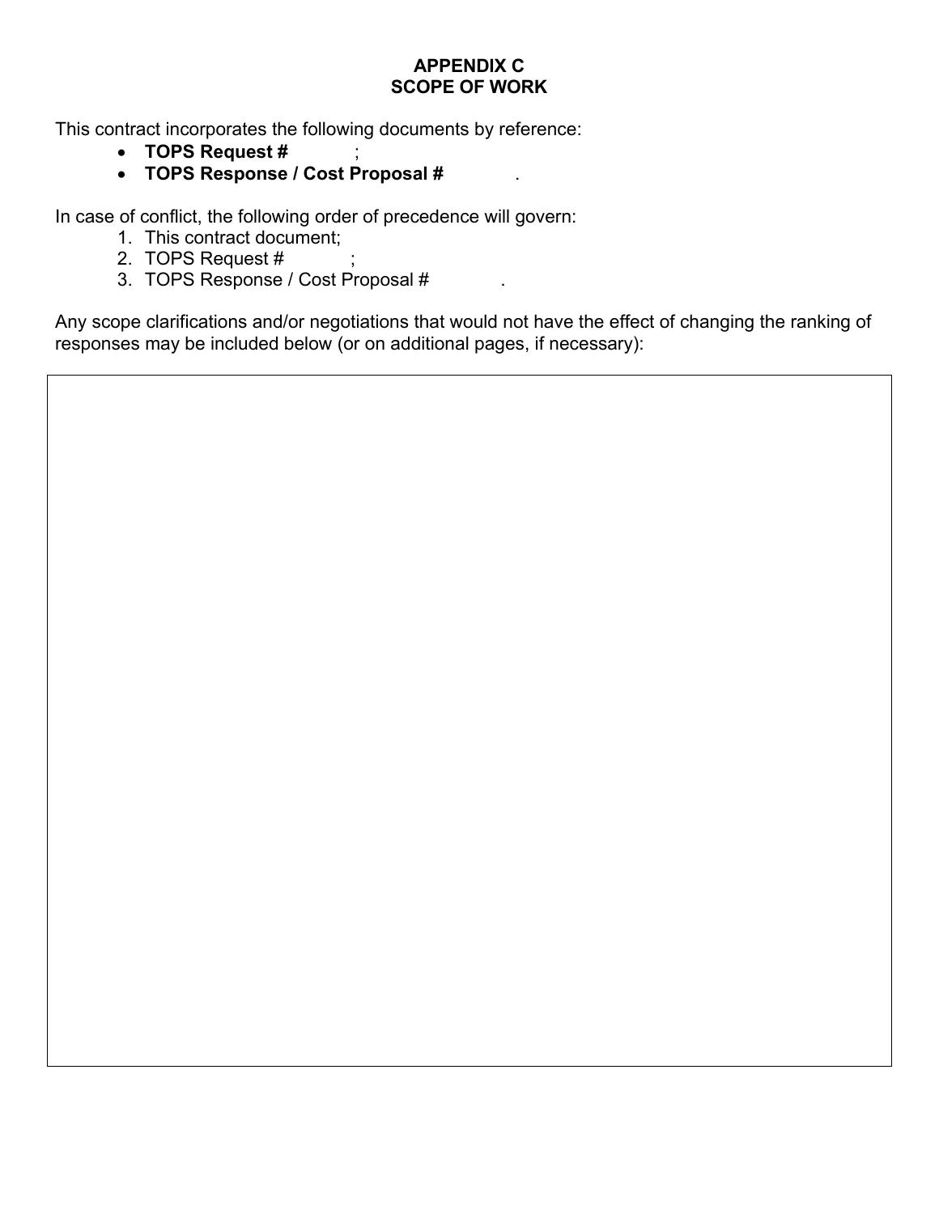# APPENDIX C
# SCOPE OF WORK

This contract incorporates the following documents by reference:

- **TOPS Request #** ;
- **TOPS Response / Cost Proposal #** .

In case of conflict, the following order of precedence will govern:

1. This contract document;
2. TOPS Request # ;
3. TOPS Response / Cost Proposal # .

Any scope clarifications and/or negotiations that would not have the effect of changing the ranking of responses may be included below (or on additional pages, if necessary):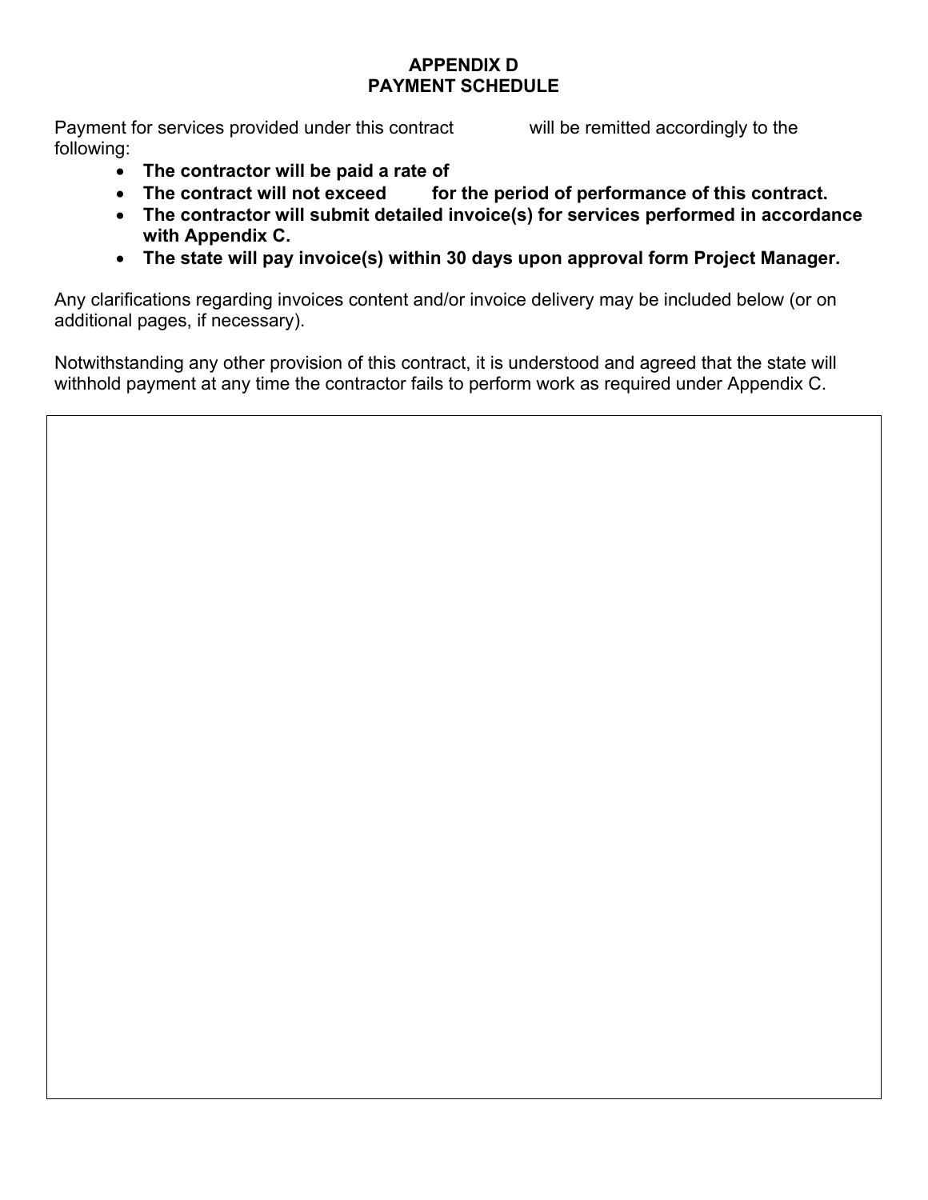# APPENDIX D
# PAYMENT SCHEDULE

Payment for services provided under this contract will be remitted accordingly to the following:

- **The contractor will be paid a rate of**
- **The contract will not exceed for the period of performance of this contract.**
- **The contractor will submit detailed invoice(s) for services performed in accordance with Appendix C.**
- **The state will pay invoice(s) within 30 days upon approval form Project Manager.**

Any clarifications regarding invoices content and/or invoice delivery may be included below (or on additional pages, if necessary).

Notwithstanding any other provision of this contract, it is understood and agreed that the state will withhold payment at any time the contractor fails to perform work as required under Appendix C.